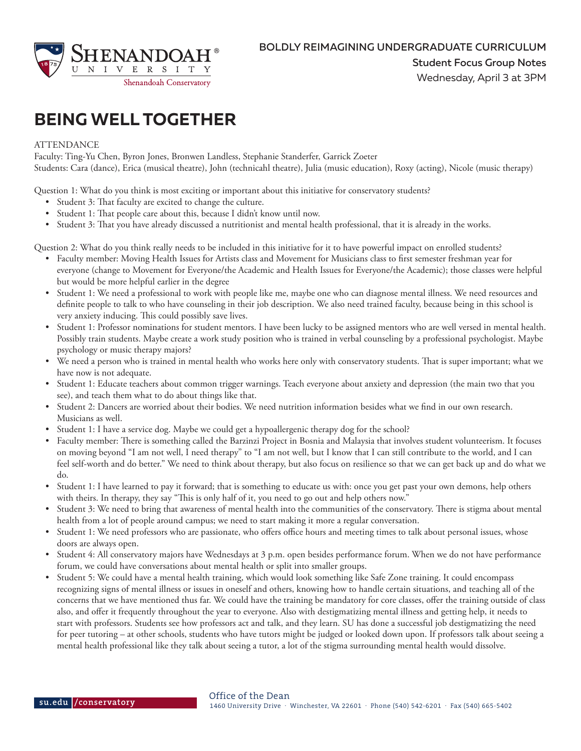BOLDLY REIMAGINING UNDERGRADUATE CURRICULUM

**Student Focus Group Notes**

Wednesday, April 3 at 3PM

# BEING WELL TOGETHER

ATTENDANCE

Faculty: Ting-Yu Chen, Byron Jones, Bronwen Landless, Stephanie Standerfer, Garrick Zoeter

Students: Cara (dance), Erica (musical theatre), John (technicahl theatre), Julia (music education), Roxy (acting), Nicole (music therapy)

Question 1: What do you think is most exciting or important about this initiative for conservatory students?

- Student 3: That faculty are excited to change the culture.
- Student 1: That people care about this, because I didn't know until now.
- Student 3: That you have already discussed a nutritionist and mental health professional, that it is already in the works.

Question 2: What do you think really needs to be included in this initiative for it to have powerful impact on enrolled students?

- Faculty member: Moving Health Issues for Artists class and Movement for Musicians class to first semester freshman year for everyone (change to Movement for Everyone/the Academic and Health Issues for Everyone/the Academic); those classes were helpful but would be more helpful earlier in the degree
- Student 1: We need a professional to work with people like me, maybe one who can diagnose mental illness. We need resources and definite people to talk to who have counseling in their job description. We also need trained faculty, because being in this school is very anxiety inducing. This could possibly save lives.
- Student 1: Professor nominations for student mentors. I have been lucky to be assigned mentors who are well versed in mental health. Possibly train students. Maybe create a work study position who is trained in verbal counseling by a professional psychologist. Maybe psychology or music therapy majors?
- We need a person who is trained in mental health who works here only with conservatory students. That is super important; what we have now is not adequate.
- Student 1: Educate teachers about common trigger warnings. Teach everyone about anxiety and depression (the main two that you see), and teach them what to do about things like that.
- Student 2: Dancers are worried about their bodies. We need nutrition information besides what we find in our own research. Musicians as well.
- Student 1: I have a service dog. Maybe we could get a hypoallergenic therapy dog for the school?
- Faculty member: There is something called the Barzinzi Project in Bosnia and Malaysia that involves student volunteerism. It focuses on moving beyond "I am not well, I need therapy" to "I am not well, but I know that I can still contribute to the world, and I can feel self-worth and do better." We need to think about therapy, but also focus on resilience so that we can get back up and do what we do.
- Student 1: I have learned to pay it forward; that is something to educate us with: once you get past your own demons, help others with theirs. In therapy, they say "This is only half of it, you need to go out and help others now."
- Student 3: We need to bring that awareness of mental health into the communities of the conservatory. There is stigma about mental health from a lot of people around campus; we need to start making it more a regular conversation.
- Student 1: We need professors who are passionate, who offers office hours and meeting times to talk about personal issues, whose doors are always open.
- Student 4: All conservatory majors have Wednesdays at 3 p.m. open besides performance forum. When we do not have performance forum, we could have conversations about mental health or split into smaller groups.
- Student 5: We could have a mental health training, which would look something like Safe Zone training. It could encompass recognizing signs of mental illness or issues in oneself and others, knowing how to handle certain situations, and teaching all of the concerns that we have mentioned thus far. We could have the training be mandatory for core classes, offer the training outside of class also, and offer it frequently throughout the year to everyone. Also with destigmatizing mental illness and getting help, it needs to start with professors. Students see how professors act and talk, and they learn. SU has done a successful job destigmatizing the need for peer tutoring – at other schools, students who have tutors might be judged or looked down upon. If professors talk about seeing a mental health professional like they talk about seeing a tutor, a lot of the stigma surrounding mental health would dissolve.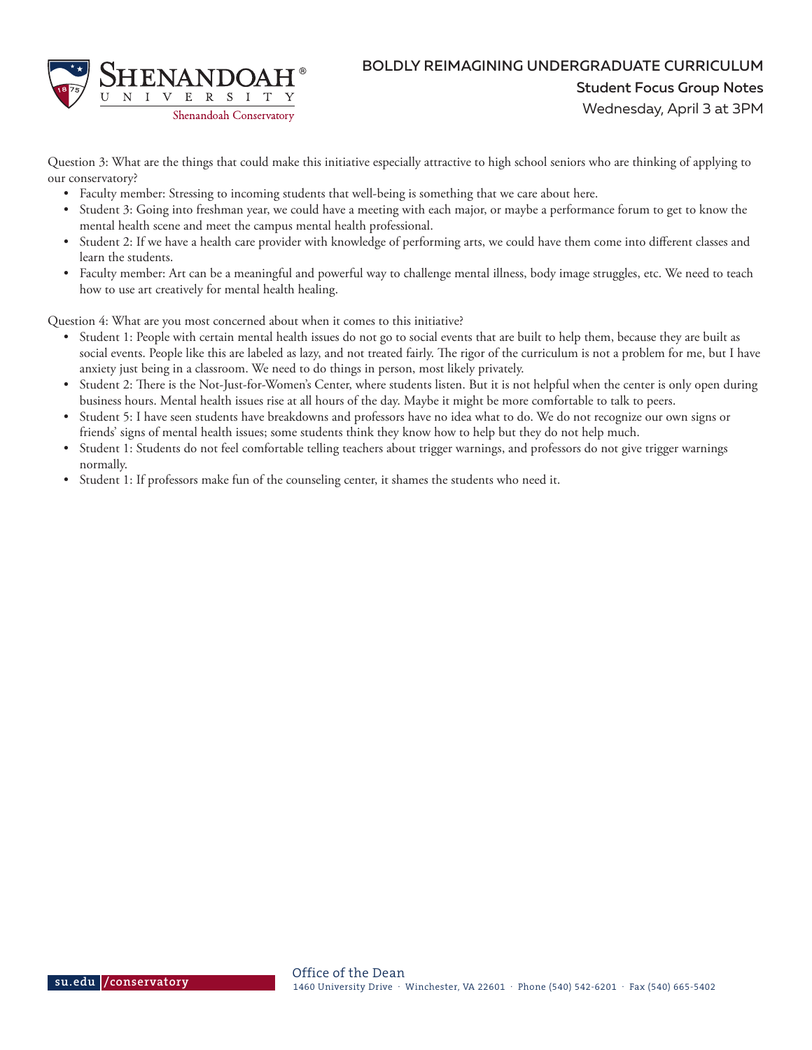Question 3: What are the things that could make this initiative especially attractive to high school seniors who are thinking of applying to our conservatory?

- Faculty member: Stressing to incoming students that well-being is something that we care about here.
- Student 3: Going into freshman year, we could have a meeting with each major, or maybe a performance forum to get to know the mental health scene and meet the campus mental health professional.
- Student 2: If we have a health care provider with knowledge of performing arts, we could have them come into different classes and learn the students.
- Faculty member: Art can be a meaningful and powerful way to challenge mental illness, body image struggles, etc. We need to teach how to use art creatively for mental health healing.

Question 4: What are you most concerned about when it comes to this initiative?

- Student 1: People with certain mental health issues do not go to social events that are built to help them, because they are built as social events. People like this are labeled as lazy, and not treated fairly. The rigor of the curriculum is not a problem for me, but I have anxiety just being in a classroom. We need to do things in person, most likely privately.
- Student 2: There is the Not-Just-for-Women's Center, where students listen. But it is not helpful when the center is only open during business hours. Mental health issues rise at all hours of the day. Maybe it might be more comfortable to talk to peers.
- Student 5: I have seen students have breakdowns and professors have no idea what to do. We do not recognize our own signs or friends' signs of mental health issues; some students think they know how to help but they do not help much.
- Student 1: Students do not feel comfortable telling teachers about trigger warnings, and professors do not give trigger warnings normally.
- Student 1: If professors make fun of the counseling center, it shames the students who need it.